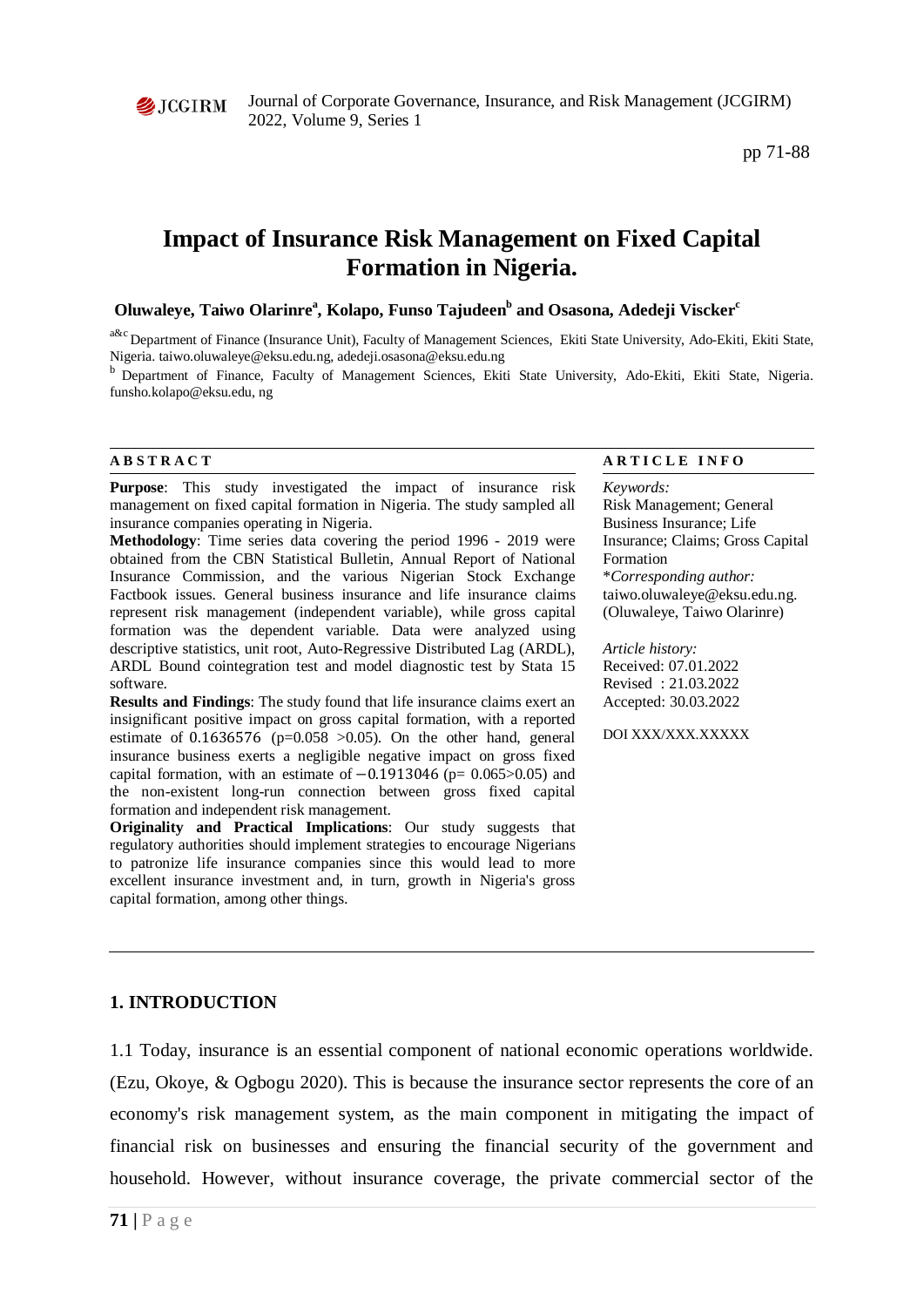# Impact of Insurance Risk Management on Fixed Capital Formation in Nigeria.

**Oluwaleye, Taiwo Olarinre[a], Kolapo, Funso Tajudeen[b] and Osasona, Adedeji Viscker[c]**

[a&c] Department of Finance (Insurance Unit), Faculty of Management Sciences, Ekiti State University, Ado-Ekiti, Ekiti State, Nigeria. taiwo.oluwaleye@eksu.edu.ng, adedeji.osasona@eksu.edu.ng

[b] Department of Finance, Faculty of Management Sciences, Ekiti State University, Ado-Ekiti, Ekiti State, Nigeria. funsho.kolapo@eksu.edu, ng

**A B S T R A C T**

**Purpose**: This study investigated the impact of insurance risk management on fixed capital formation in Nigeria. The study sampled all insurance companies operating in Nigeria.

**Methodology**: Time series data covering the period 1996 - 2019 were obtained from the CBN Statistical Bulletin, Annual Report of National Insurance Commission, and the various Nigerian Stock Exchange Factbook issues. General business insurance and life insurance claims represent risk management (independent variable), while gross capital formation was the dependent variable. Data were analyzed using descriptive statistics, unit root, Auto-Regressive Distributed Lag (ARDL), ARDL Bound cointegration test and model diagnostic test by Stata 15 software.

**Results and Findings**: The study found that life insurance claims exert an insignificant positive impact on gross capital formation, with a reported estimate of 0.1636576 ($p=0.058 > 0.05$). On the other hand, general insurance business exerts a negligible negative impact on gross fixed capital formation, with an estimate of $-0.1913046$ ($p= 0.065>0.05$) and the non-existent long-run connection between gross fixed capital formation and independent risk management.

**Originality and Practical Implications**: Our study suggests that regulatory authorities should implement strategies to encourage Nigerians to patronize life insurance companies since this would lead to more excellent insurance investment and, in turn, growth in Nigeria's gross capital formation, among other things.

**A R T I C L E I N F O**

*Keywords:*
Risk Management; General Business Insurance; Life Insurance; Claims; Gross Capital Formation

*\*Corresponding author:*
taiwo.oluwaleye@eksu.edu.ng. (Oluwaleye, Taiwo Olarinre)

*Article history:*
Received: 07.01.2022
Revised : 21.03.2022
Accepted: 30.03.2022

DOI XXX/XXX.XXXXX

## 1. INTRODUCTION

1.1 Today, insurance is an essential component of national economic operations worldwide. (Ezu, Okoye, & Ogbogu 2020). This is because the insurance sector represents the core of an economy's risk management system, as the main component in mitigating the impact of financial risk on businesses and ensuring the financial security of the government and household. However, without insurance coverage, the private commercial sector of the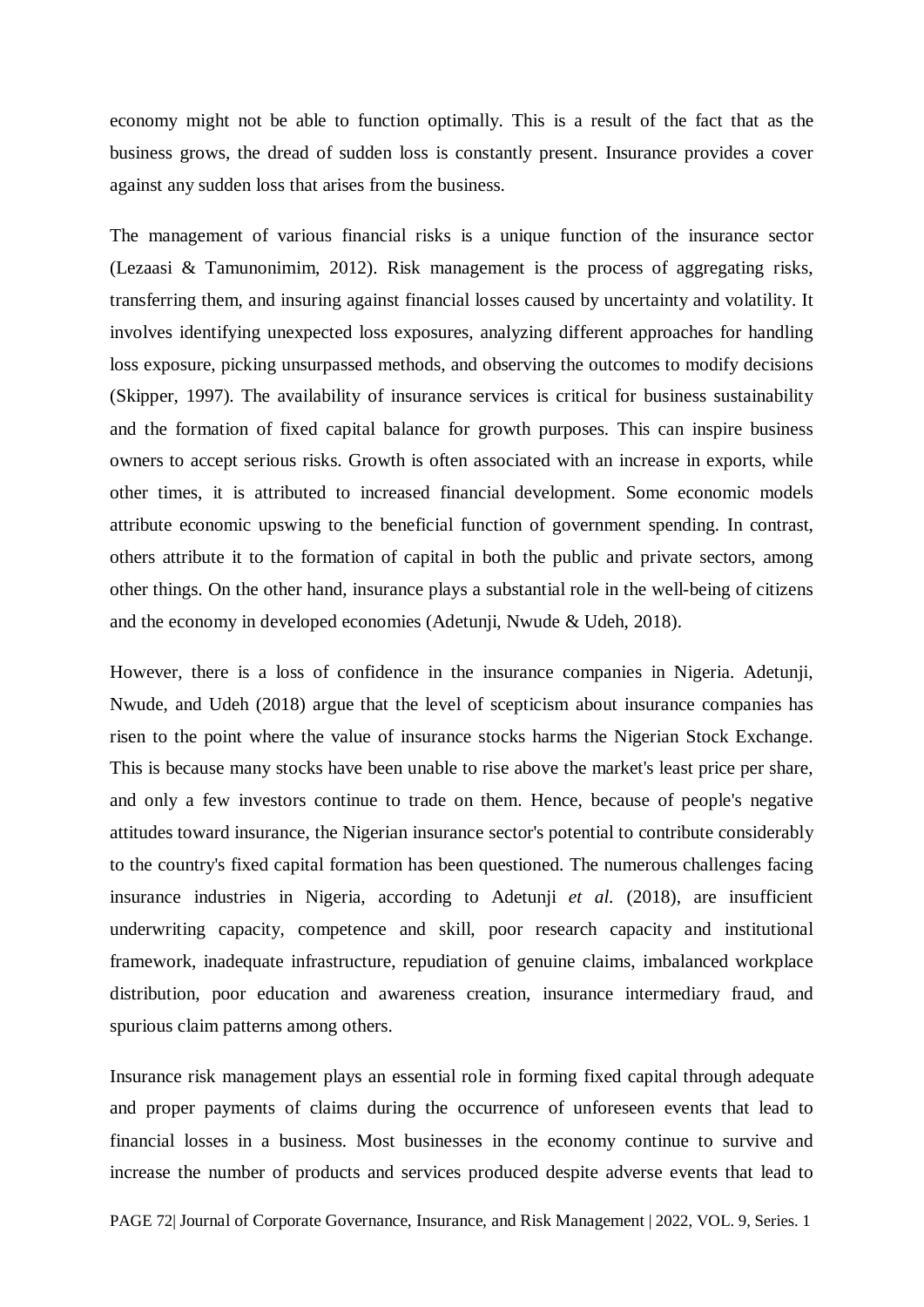economy might not be able to function optimally. This is a result of the fact that as the business grows, the dread of sudden loss is constantly present. Insurance provides a cover against any sudden loss that arises from the business.

The management of various financial risks is a unique function of the insurance sector (Lezaasi & Tamunonimim, 2012). Risk management is the process of aggregating risks, transferring them, and insuring against financial losses caused by uncertainty and volatility. It involves identifying unexpected loss exposures, analyzing different approaches for handling loss exposure, picking unsurpassed methods, and observing the outcomes to modify decisions (Skipper, 1997). The availability of insurance services is critical for business sustainability and the formation of fixed capital balance for growth purposes. This can inspire business owners to accept serious risks. Growth is often associated with an increase in exports, while other times, it is attributed to increased financial development. Some economic models attribute economic upswing to the beneficial function of government spending. In contrast, others attribute it to the formation of capital in both the public and private sectors, among other things. On the other hand, insurance plays a substantial role in the well-being of citizens and the economy in developed economies (Adetunji, Nwude & Udeh, 2018).

However, there is a loss of confidence in the insurance companies in Nigeria. Adetunji, Nwude, and Udeh (2018) argue that the level of scepticism about insurance companies has risen to the point where the value of insurance stocks harms the Nigerian Stock Exchange. This is because many stocks have been unable to rise above the market's least price per share, and only a few investors continue to trade on them. Hence, because of people's negative attitudes toward insurance, the Nigerian insurance sector's potential to contribute considerably to the country's fixed capital formation has been questioned. The numerous challenges facing insurance industries in Nigeria, according to Adetunji *et al.* (2018), are insufficient underwriting capacity, competence and skill, poor research capacity and institutional framework, inadequate infrastructure, repudiation of genuine claims, imbalanced workplace distribution, poor education and awareness creation, insurance intermediary fraud, and spurious claim patterns among others.

Insurance risk management plays an essential role in forming fixed capital through adequate and proper payments of claims during the occurrence of unforeseen events that lead to financial losses in a business. Most businesses in the economy continue to survive and increase the number of products and services produced despite adverse events that lead to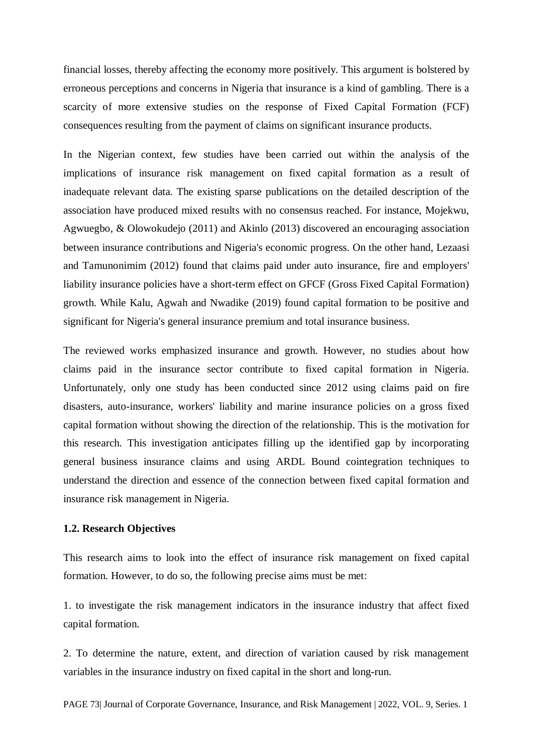financial losses, thereby affecting the economy more positively. This argument is bolstered by erroneous perceptions and concerns in Nigeria that insurance is a kind of gambling. There is a scarcity of more extensive studies on the response of Fixed Capital Formation (FCF) consequences resulting from the payment of claims on significant insurance products.

In the Nigerian context, few studies have been carried out within the analysis of the implications of insurance risk management on fixed capital formation as a result of inadequate relevant data. The existing sparse publications on the detailed description of the association have produced mixed results with no consensus reached. For instance, Mojekwu, Agwuegbo, & Olowokudejo (2011) and Akinlo (2013) discovered an encouraging association between insurance contributions and Nigeria's economic progress. On the other hand, Lezaasi and Tamunonimim (2012) found that claims paid under auto insurance, fire and employers' liability insurance policies have a short-term effect on GFCF (Gross Fixed Capital Formation) growth. While Kalu, Agwah and Nwadike (2019) found capital formation to be positive and significant for Nigeria's general insurance premium and total insurance business.

The reviewed works emphasized insurance and growth. However, no studies about how claims paid in the insurance sector contribute to fixed capital formation in Nigeria. Unfortunately, only one study has been conducted since 2012 using claims paid on fire disasters, auto-insurance, workers' liability and marine insurance policies on a gross fixed capital formation without showing the direction of the relationship. This is the motivation for this research. This investigation anticipates filling up the identified gap by incorporating general business insurance claims and using ARDL Bound cointegration techniques to understand the direction and essence of the connection between fixed capital formation and insurance risk management in Nigeria.

### 1.2. Research Objectives

This research aims to look into the effect of insurance risk management on fixed capital formation. However, to do so, the following precise aims must be met:

1. to investigate the risk management indicators in the insurance industry that affect fixed capital formation.

2. To determine the nature, extent, and direction of variation caused by risk management variables in the insurance industry on fixed capital in the short and long-run.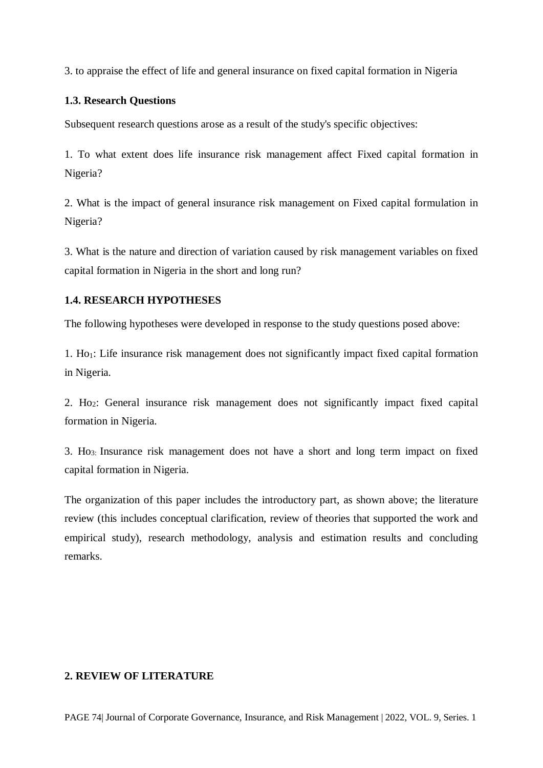3. to appraise the effect of life and general insurance on fixed capital formation in Nigeria

## 1.3. Research Questions

Subsequent research questions arose as a result of the study's specific objectives:

1. To what extent does life insurance risk management affect Fixed capital formation in Nigeria?

2. What is the impact of general insurance risk management on Fixed capital formulation in Nigeria?

3. What is the nature and direction of variation caused by risk management variables on fixed capital formation in Nigeria in the short and long run?

## 1.4. RESEARCH HYPOTHESES

The following hypotheses were developed in response to the study questions posed above:

1. $Ho_1$: Life insurance risk management does not significantly impact fixed capital formation in Nigeria.

2. $Ho_2$: General insurance risk management does not significantly impact fixed capital formation in Nigeria.

3. $Ho_{3:}$ Insurance risk management does not have a short and long term impact on fixed capital formation in Nigeria.

The organization of this paper includes the introductory part, as shown above; the literature review (this includes conceptual clarification, review of theories that supported the work and empirical study), research methodology, analysis and estimation results and concluding remarks.

# 2. REVIEW OF LITERATURE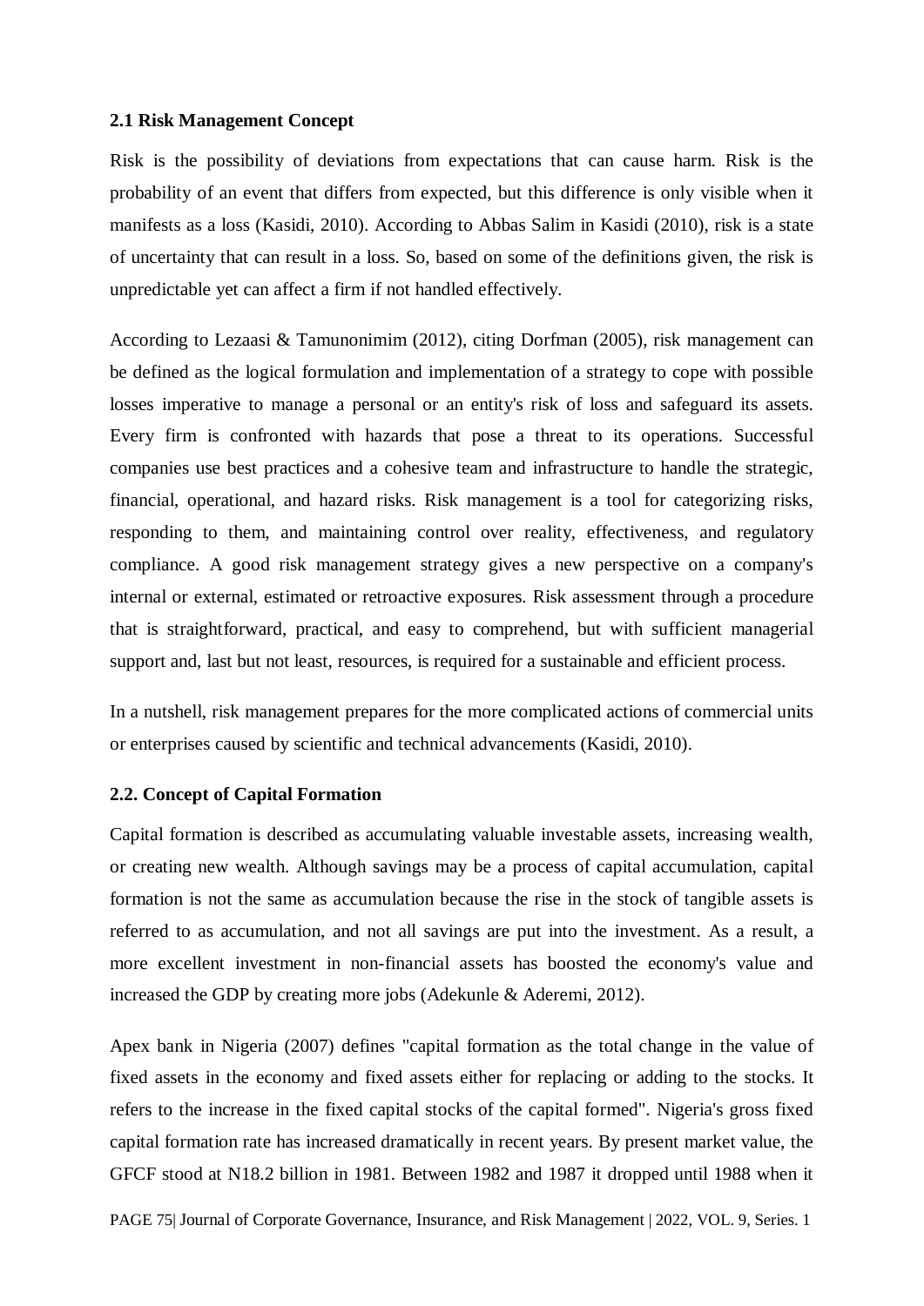### 2.1 Risk Management Concept

Risk is the possibility of deviations from expectations that can cause harm. Risk is the probability of an event that differs from expected, but this difference is only visible when it manifests as a loss (Kasidi, 2010). According to Abbas Salim in Kasidi (2010), risk is a state of uncertainty that can result in a loss. So, based on some of the definitions given, the risk is unpredictable yet can affect a firm if not handled effectively.

According to Lezaasi & Tamunonimim (2012), citing Dorfman (2005), risk management can be defined as the logical formulation and implementation of a strategy to cope with possible losses imperative to manage a personal or an entity's risk of loss and safeguard its assets. Every firm is confronted with hazards that pose a threat to its operations. Successful companies use best practices and a cohesive team and infrastructure to handle the strategic, financial, operational, and hazard risks. Risk management is a tool for categorizing risks, responding to them, and maintaining control over reality, effectiveness, and regulatory compliance. A good risk management strategy gives a new perspective on a company's internal or external, estimated or retroactive exposures. Risk assessment through a procedure that is straightforward, practical, and easy to comprehend, but with sufficient managerial support and, last but not least, resources, is required for a sustainable and efficient process.

In a nutshell, risk management prepares for the more complicated actions of commercial units or enterprises caused by scientific and technical advancements (Kasidi, 2010).

### 2.2. Concept of Capital Formation

Capital formation is described as accumulating valuable investable assets, increasing wealth, or creating new wealth. Although savings may be a process of capital accumulation, capital formation is not the same as accumulation because the rise in the stock of tangible assets is referred to as accumulation, and not all savings are put into the investment. As a result, a more excellent investment in non-financial assets has boosted the economy's value and increased the GDP by creating more jobs (Adekunle & Aderemi, 2012).

Apex bank in Nigeria (2007) defines "capital formation as the total change in the value of fixed assets in the economy and fixed assets either for replacing or adding to the stocks. It refers to the increase in the fixed capital stocks of the capital formed". Nigeria's gross fixed capital formation rate has increased dramatically in recent years. By present market value, the GFCF stood at N18.2 billion in 1981. Between 1982 and 1987 it dropped until 1988 when it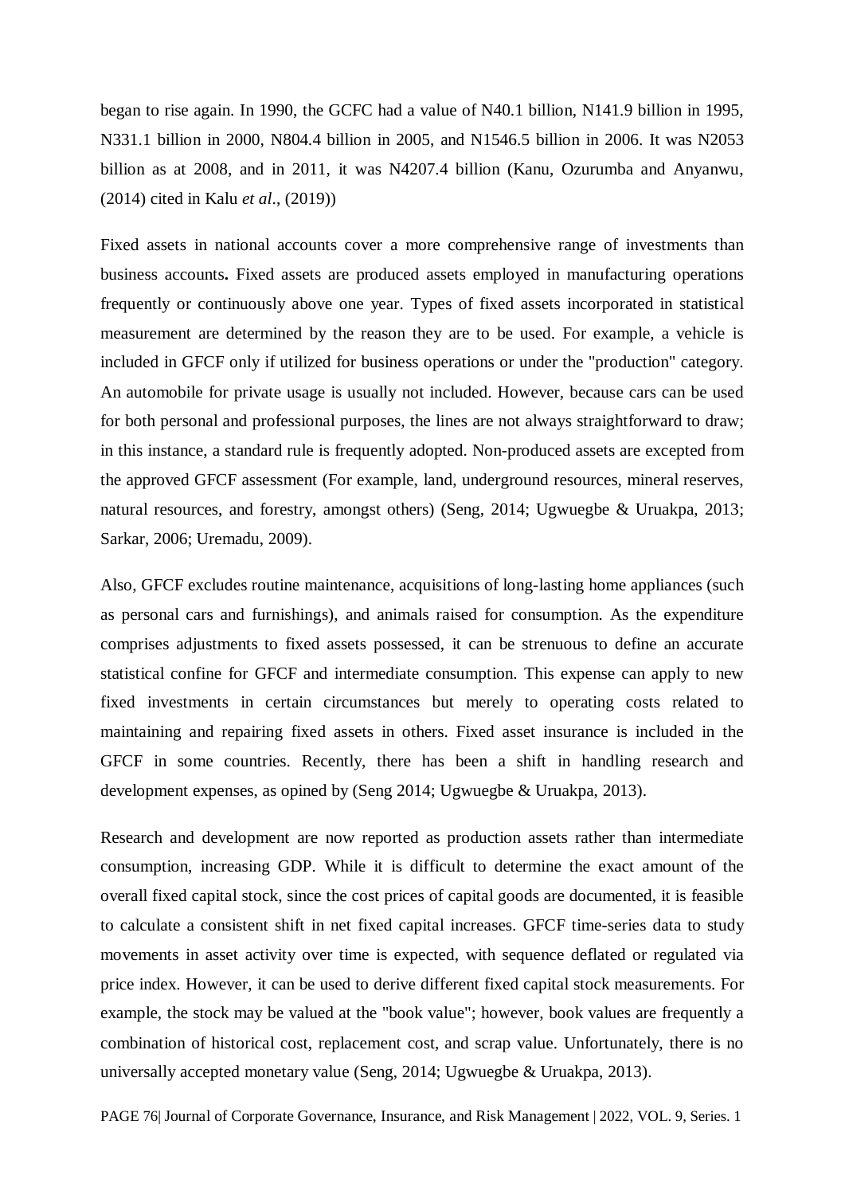began to rise again. In 1990, the GCFC had a value of N40.1 billion, N141.9 billion in 1995, N331.1 billion in 2000, N804.4 billion in 2005, and N1546.5 billion in 2006. It was N2053 billion as at 2008, and in 2011, it was N4207.4 billion (Kanu, Ozurumba and Anyanwu, (2014) cited in Kalu *et al*., (2019))

Fixed assets in national accounts cover a more comprehensive range of investments than business accounts**.** Fixed assets are produced assets employed in manufacturing operations frequently or continuously above one year. Types of fixed assets incorporated in statistical measurement are determined by the reason they are to be used. For example, a vehicle is included in GFCF only if utilized for business operations or under the "production" category. An automobile for private usage is usually not included. However, because cars can be used for both personal and professional purposes, the lines are not always straightforward to draw; in this instance, a standard rule is frequently adopted. Non-produced assets are excepted from the approved GFCF assessment (For example, land, underground resources, mineral reserves, natural resources, and forestry, amongst others) (Seng, 2014; Ugwuegbe & Uruakpa, 2013; Sarkar, 2006; Uremadu, 2009).

Also, GFCF excludes routine maintenance, acquisitions of long-lasting home appliances (such as personal cars and furnishings), and animals raised for consumption. As the expenditure comprises adjustments to fixed assets possessed, it can be strenuous to define an accurate statistical confine for GFCF and intermediate consumption. This expense can apply to new fixed investments in certain circumstances but merely to operating costs related to maintaining and repairing fixed assets in others. Fixed asset insurance is included in the GFCF in some countries. Recently, there has been a shift in handling research and development expenses, as opined by (Seng 2014; Ugwuegbe & Uruakpa, 2013).

Research and development are now reported as production assets rather than intermediate consumption, increasing GDP. While it is difficult to determine the exact amount of the overall fixed capital stock, since the cost prices of capital goods are documented, it is feasible to calculate a consistent shift in net fixed capital increases. GFCF time-series data to study movements in asset activity over time is expected, with sequence deflated or regulated via price index. However, it can be used to derive different fixed capital stock measurements. For example, the stock may be valued at the "book value"; however, book values are frequently a combination of historical cost, replacement cost, and scrap value. Unfortunately, there is no universally accepted monetary value (Seng, 2014; Ugwuegbe & Uruakpa, 2013).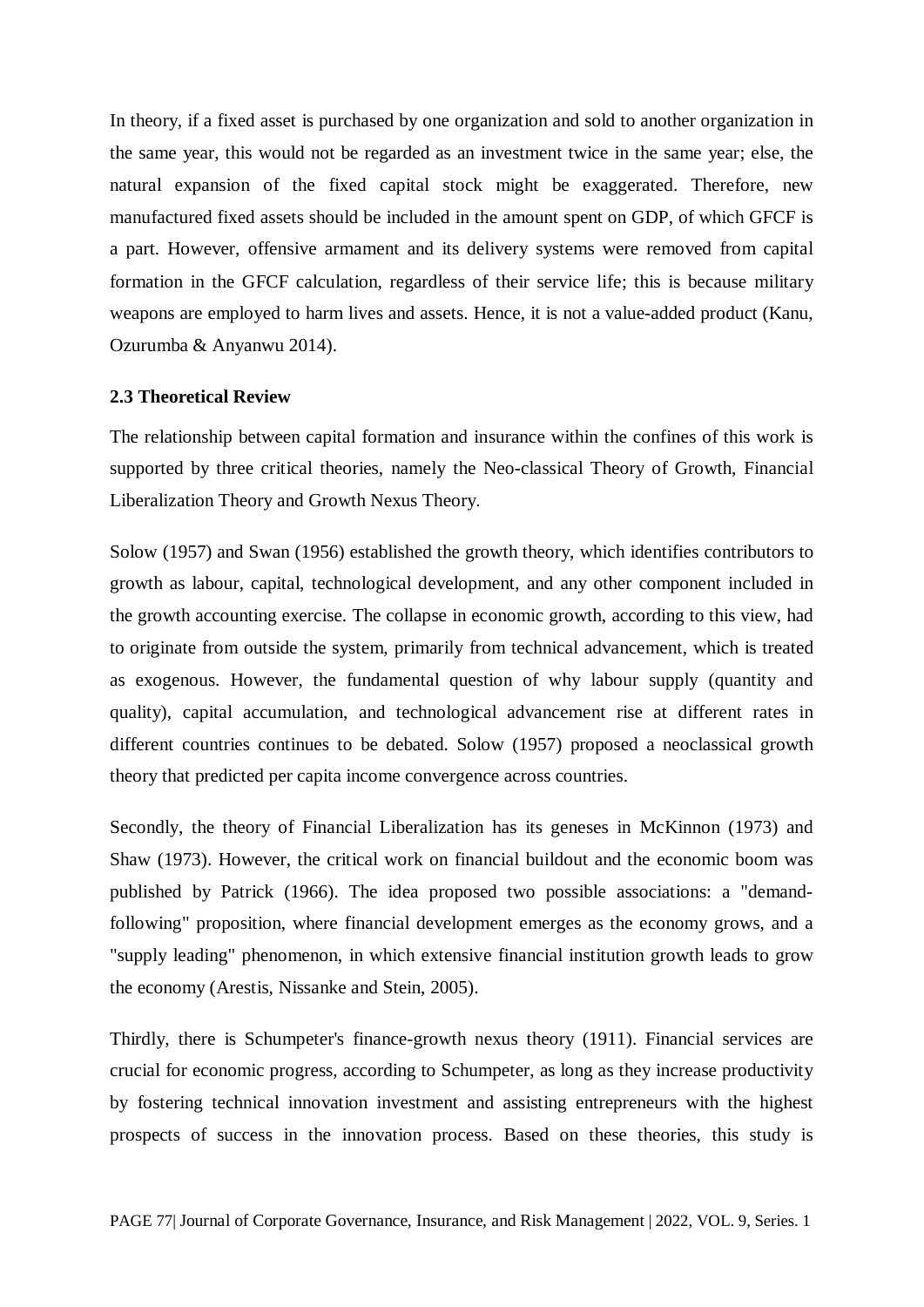In theory, if a fixed asset is purchased by one organization and sold to another organization in the same year, this would not be regarded as an investment twice in the same year; else, the natural expansion of the fixed capital stock might be exaggerated. Therefore, new manufactured fixed assets should be included in the amount spent on GDP, of which GFCF is a part. However, offensive armament and its delivery systems were removed from capital formation in the GFCF calculation, regardless of their service life; this is because military weapons are employed to harm lives and assets. Hence, it is not a value-added product (Kanu, Ozurumba & Anyanwu 2014).

### 2.3 Theoretical Review

The relationship between capital formation and insurance within the confines of this work is supported by three critical theories, namely the Neo-classical Theory of Growth, Financial Liberalization Theory and Growth Nexus Theory.

Solow (1957) and Swan (1956) established the growth theory, which identifies contributors to growth as labour, capital, technological development, and any other component included in the growth accounting exercise. The collapse in economic growth, according to this view, had to originate from outside the system, primarily from technical advancement, which is treated as exogenous. However, the fundamental question of why labour supply (quantity and quality), capital accumulation, and technological advancement rise at different rates in different countries continues to be debated. Solow (1957) proposed a neoclassical growth theory that predicted per capita income convergence across countries.

Secondly, the theory of Financial Liberalization has its geneses in McKinnon (1973) and Shaw (1973). However, the critical work on financial buildout and the economic boom was published by Patrick (1966). The idea proposed two possible associations: a "demand-following" proposition, where financial development emerges as the economy grows, and a "supply leading" phenomenon, in which extensive financial institution growth leads to grow the economy (Arestis, Nissanke and Stein, 2005).

Thirdly, there is Schumpeter's finance-growth nexus theory (1911). Financial services are crucial for economic progress, according to Schumpeter, as long as they increase productivity by fostering technical innovation investment and assisting entrepreneurs with the highest prospects of success in the innovation process. Based on these theories, this study is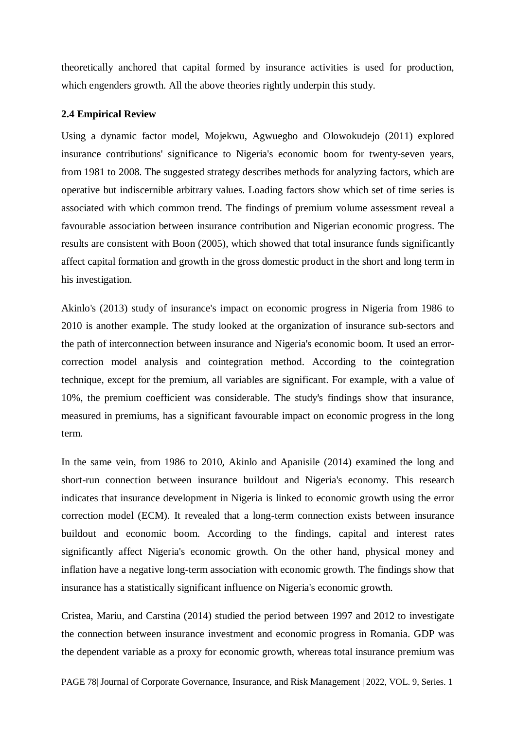theoretically anchored that capital formed by insurance activities is used for production, which engenders growth. All the above theories rightly underpin this study.

### 2.4 Empirical Review

Using a dynamic factor model, Mojekwu, Agwuegbo and Olowokudejo (2011) explored insurance contributions' significance to Nigeria's economic boom for twenty-seven years, from 1981 to 2008. The suggested strategy describes methods for analyzing factors, which are operative but indiscernible arbitrary values. Loading factors show which set of time series is associated with which common trend. The findings of premium volume assessment reveal a favourable association between insurance contribution and Nigerian economic progress. The results are consistent with Boon (2005), which showed that total insurance funds significantly affect capital formation and growth in the gross domestic product in the short and long term in his investigation.

Akinlo's (2013) study of insurance's impact on economic progress in Nigeria from 1986 to 2010 is another example. The study looked at the organization of insurance sub-sectors and the path of interconnection between insurance and Nigeria's economic boom. It used an error-correction model analysis and cointegration method. According to the cointegration technique, except for the premium, all variables are significant. For example, with a value of 10%, the premium coefficient was considerable. The study's findings show that insurance, measured in premiums, has a significant favourable impact on economic progress in the long term.

In the same vein, from 1986 to 2010, Akinlo and Apanisile (2014) examined the long and short-run connection between insurance buildout and Nigeria's economy. This research indicates that insurance development in Nigeria is linked to economic growth using the error correction model (ECM). It revealed that a long-term connection exists between insurance buildout and economic boom. According to the findings, capital and interest rates significantly affect Nigeria's economic growth. On the other hand, physical money and inflation have a negative long-term association with economic growth. The findings show that insurance has a statistically significant influence on Nigeria's economic growth.

Cristea, Mariu, and Carstina (2014) studied the period between 1997 and 2012 to investigate the connection between insurance investment and economic progress in Romania. GDP was the dependent variable as a proxy for economic growth, whereas total insurance premium was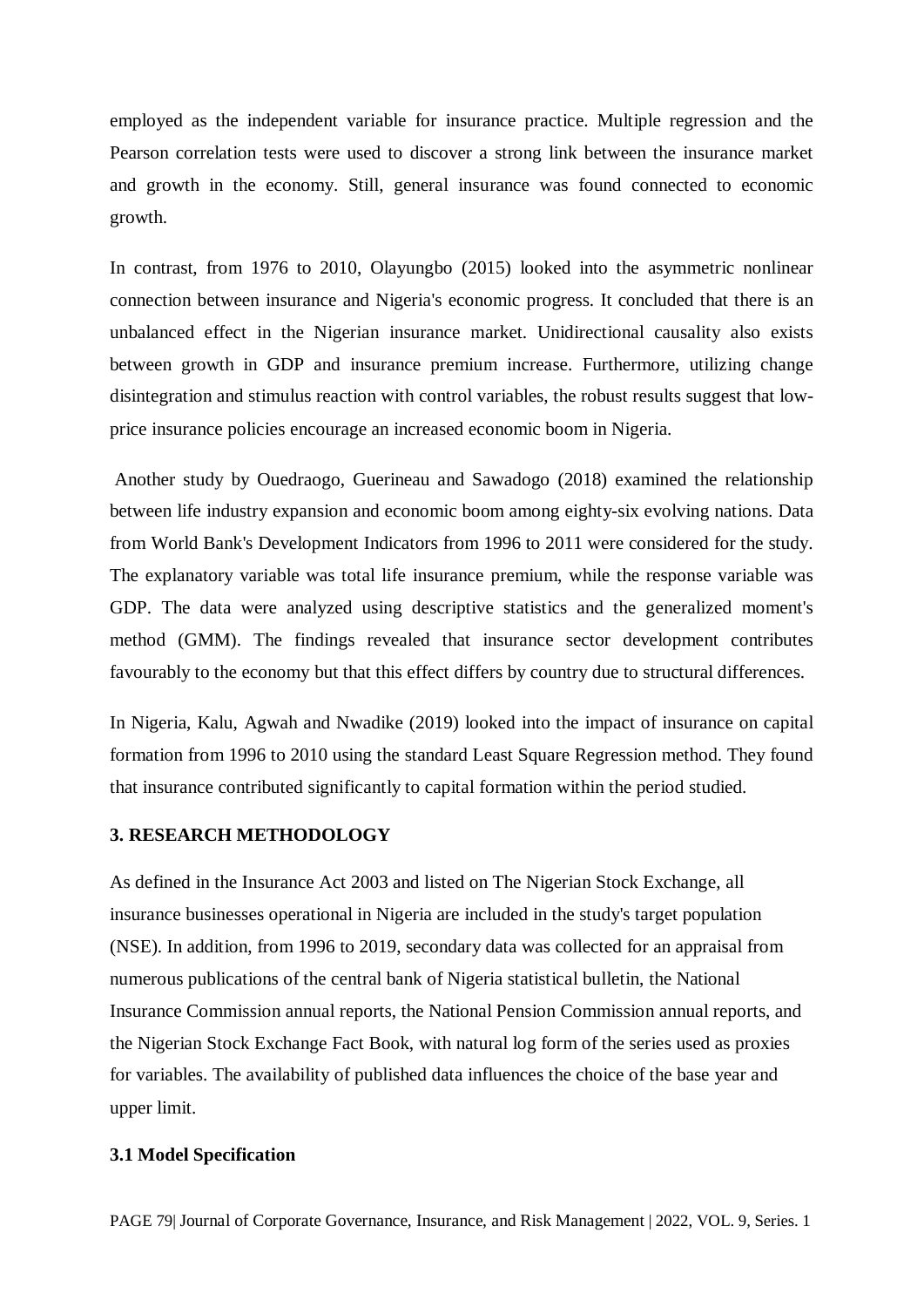employed as the independent variable for insurance practice. Multiple regression and the Pearson correlation tests were used to discover a strong link between the insurance market and growth in the economy. Still, general insurance was found connected to economic growth.

In contrast, from 1976 to 2010, Olayungbo (2015) looked into the asymmetric nonlinear connection between insurance and Nigeria's economic progress. It concluded that there is an unbalanced effect in the Nigerian insurance market. Unidirectional causality also exists between growth in GDP and insurance premium increase. Furthermore, utilizing change disintegration and stimulus reaction with control variables, the robust results suggest that low-price insurance policies encourage an increased economic boom in Nigeria.

Another study by Ouedraogo, Guerineau and Sawadogo (2018) examined the relationship between life industry expansion and economic boom among eighty-six evolving nations. Data from World Bank's Development Indicators from 1996 to 2011 were considered for the study. The explanatory variable was total life insurance premium, while the response variable was GDP. The data were analyzed using descriptive statistics and the generalized moment's method (GMM). The findings revealed that insurance sector development contributes favourably to the economy but that this effect differs by country due to structural differences.

In Nigeria, Kalu, Agwah and Nwadike (2019) looked into the impact of insurance on capital formation from 1996 to 2010 using the standard Least Square Regression method. They found that insurance contributed significantly to capital formation within the period studied.

## 3. RESEARCH METHODOLOGY

As defined in the Insurance Act 2003 and listed on The Nigerian Stock Exchange, all insurance businesses operational in Nigeria are included in the study's target population (NSE). In addition, from 1996 to 2019, secondary data was collected for an appraisal from numerous publications of the central bank of Nigeria statistical bulletin, the National Insurance Commission annual reports, the National Pension Commission annual reports, and the Nigerian Stock Exchange Fact Book, with natural log form of the series used as proxies for variables. The availability of published data influences the choice of the base year and upper limit.

### 3.1 Model Specification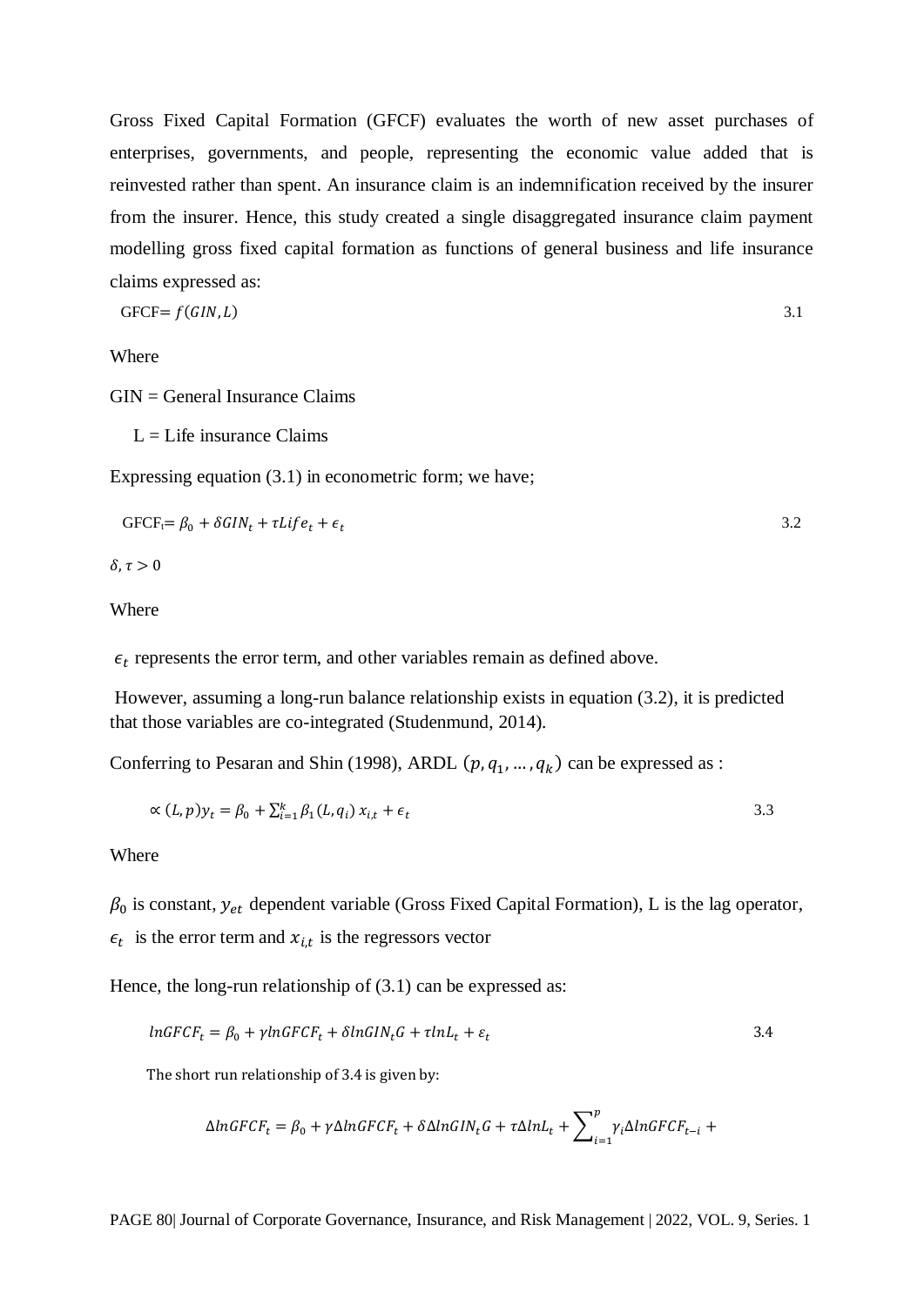Gross Fixed Capital Formation (GFCF) evaluates the worth of new asset purchases of enterprises, governments, and people, representing the economic value added that is reinvested rather than spent. An insurance claim is an indemnification received by the insurer from the insurer. Hence, this study created a single disaggregated insurance claim payment modelling gross fixed capital formation as functions of general business and life insurance claims expressed as:

$$\text{GFCF} = f(GIN, L) \tag{3.1}$$

Where

GIN = General Insurance Claims

L = Life insurance Claims

Expressing equation (3.1) in econometric form; we have;

$$\text{GFCF}_t = \beta_0 + \delta GIN_t + \tau Life_t + \epsilon_t \tag{3.2}$$

$\delta, \tau > 0$

Where

$\epsilon_t$ represents the error term, and other variables remain as defined above.

However, assuming a long-run balance relationship exists in equation (3.2), it is predicted that those variables are co-integrated (Studenmund, 2014).

Conferring to Pesaran and Shin (1998), ARDL $(p, q_1, \ldots, q_k)$ can be expressed as :

$$\propto (L, p) y_t = \beta_0 + \sum_{i=1}^{k} \beta_1 (L, q_i)\, x_{i,t} + \epsilon_t \tag{3.3}$$

Where

$\beta_0$ is constant, $y_{et}$ dependent variable (Gross Fixed Capital Formation), L is the lag operator, $\epsilon_t$ is the error term and $x_{i,t}$ is the regressors vector

Hence, the long-run relationship of (3.1) can be expressed as:

$$lnGFCF_t = \beta_0 + \gamma lnGFCF_t + \delta lnGIN_t G + \tau lnL_t + \varepsilon_t \tag{3.4}$$

The short run relationship of 3.4 is given by:

$$\Delta lnGFCF_t = \beta_0 + \gamma \Delta lnGFCF_t + \delta \Delta lnGIN_t G + \tau \Delta lnL_t + \sum_{i=1}^{p} \gamma_i \Delta lnGFCF_{t-i} +$$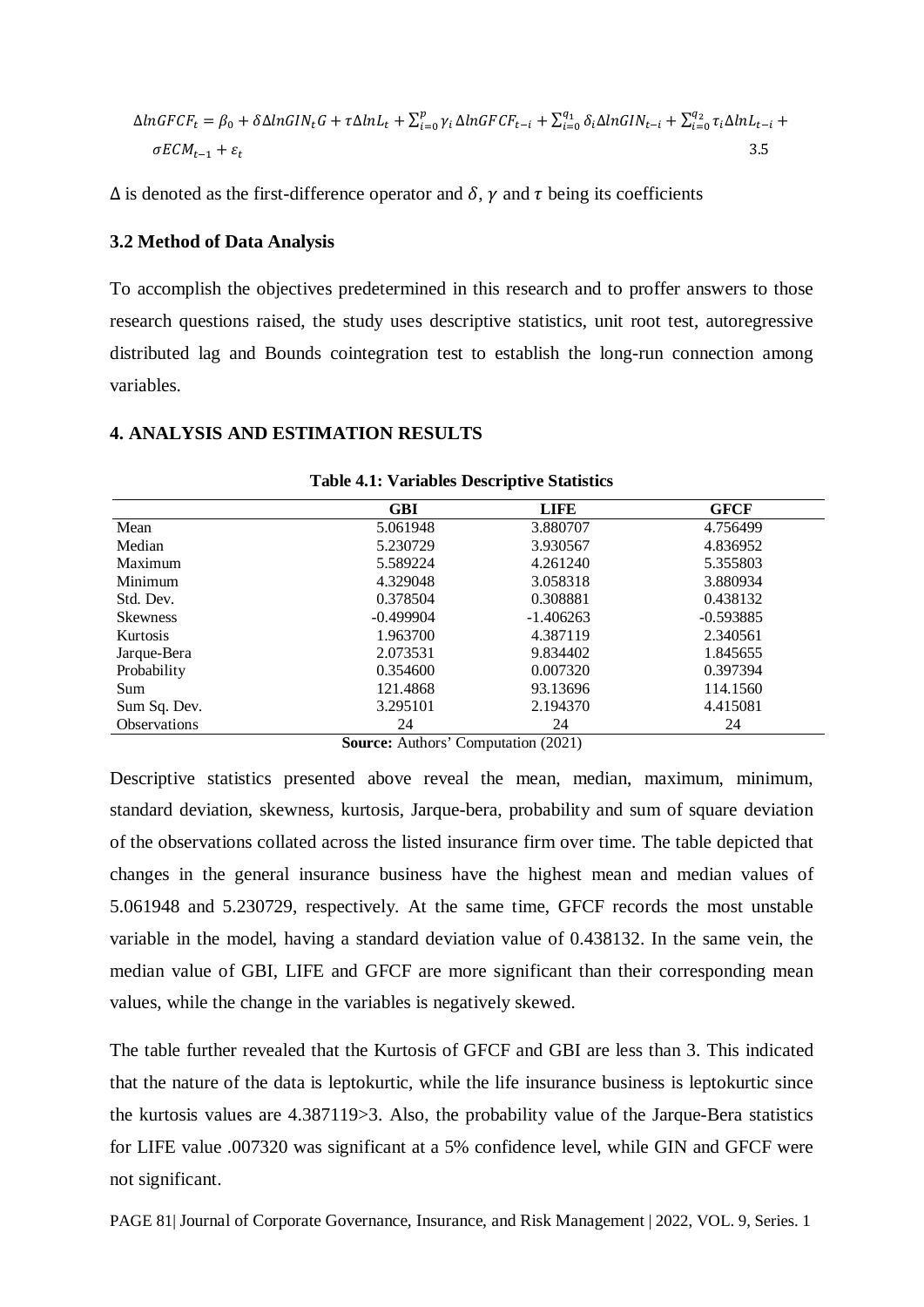$$\Delta lnGFCF_t = \beta_0 + \delta \Delta lnGIN_t G + \tau \Delta lnL_t + \sum_{i=0}^{p} \gamma_i \Delta lnGFCF_{t-i} + \sum_{i=0}^{q_1} \delta_i \Delta lnGIN_{t-i} + \sum_{i=0}^{q_2} \tau_i \Delta lnL_{t-i} + \sigma ECM_{t-1} + \varepsilon_t \quad 3.5$$

$\Delta$ is denoted as the first-difference operator and $\delta$, $\gamma$ and $\tau$ being its coefficients

### 3.2 Method of Data Analysis

To accomplish the objectives predetermined in this research and to proffer answers to those research questions raised, the study uses descriptive statistics, unit root test, autoregressive distributed lag and Bounds cointegration test to establish the long-run connection among variables.

## 4. ANALYSIS AND ESTIMATION RESULTS

**Table 4.1: Variables Descriptive Statistics**

| | GBI | LIFE | GFCF |
|---|---|---|---|
| Mean | 5.061948 | 3.880707 | 4.756499 |
| Median | 5.230729 | 3.930567 | 4.836952 |
| Maximum | 5.589224 | 4.261240 | 5.355803 |
| Minimum | 4.329048 | 3.058318 | 3.880934 |
| Std. Dev. | 0.378504 | 0.308881 | 0.438132 |
| Skewness | -0.499904 | -1.406263 | -0.593885 |
| Kurtosis | 1.963700 | 4.387119 | 2.340561 |
| Jarque-Bera | 2.073531 | 9.834402 | 1.845655 |
| Probability | 0.354600 | 0.007320 | 0.397394 |
| Sum | 121.4868 | 93.13696 | 114.1560 |
| Sum Sq. Dev. | 3.295101 | 2.194370 | 4.415081 |
| Observations | 24 | 24 | 24 |

**Source:** Authors' Computation (2021)

Descriptive statistics presented above reveal the mean, median, maximum, minimum, standard deviation, skewness, kurtosis, Jarque-bera, probability and sum of square deviation of the observations collated across the listed insurance firm over time. The table depicted that changes in the general insurance business have the highest mean and median values of 5.061948 and 5.230729, respectively. At the same time, GFCF records the most unstable variable in the model, having a standard deviation value of 0.438132. In the same vein, the median value of GBI, LIFE and GFCF are more significant than their corresponding mean values, while the change in the variables is negatively skewed.

The table further revealed that the Kurtosis of GFCF and GBI are less than 3. This indicated that the nature of the data is leptokurtic, while the life insurance business is leptokurtic since the kurtosis values are 4.387119>3. Also, the probability value of the Jarque-Bera statistics for LIFE value .007320 was significant at a 5% confidence level, while GIN and GFCF were not significant.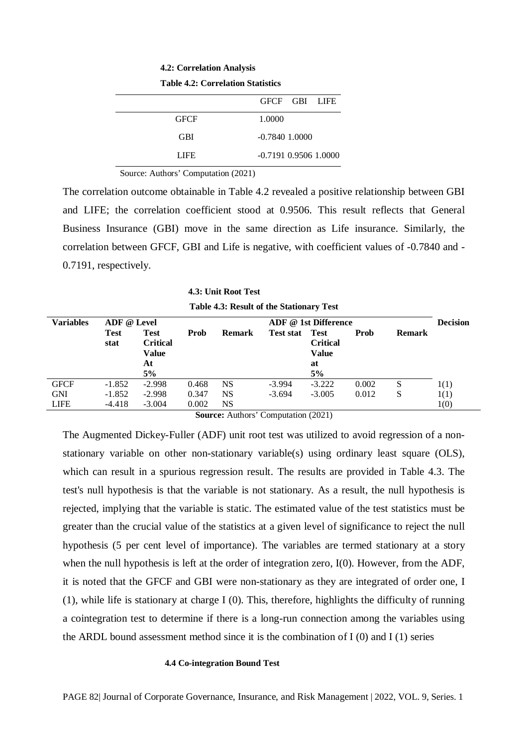#### 4.2: Correlation Analysis

**Table 4.2: Correlation Statistics**

| | GFCF | GBI | LIFE |
|---|---|---|---|
| GFCF | 1.0000 | | |
| GBI | -0.7840 | 1.0000 | |
| LIFE | -0.7191 | 0.9506 | 1.0000 |

Source: Authors' Computation (2021)

The correlation outcome obtainable in Table 4.2 revealed a positive relationship between GBI and LIFE; the correlation coefficient stood at 0.9506. This result reflects that General Business Insurance (GBI) move in the same direction as Life insurance. Similarly, the correlation between GFCF, GBI and Life is negative, with coefficient values of -0.7840 and -0.7191, respectively.

#### 4.3: Unit Root Test

**Table 4.3: Result of the Stationary Test**

| Variables | ADF @ Level | | | | ADF @ 1st Difference | | | | Decision |
|---|---|---|---|---|---|---|---|---|---|
| | **Test stat** | **Test Critical Value At 5%** | **Prob** | **Remark** | **Test stat** | **Test Critical Value at 5%** | **Prob** | **Remark** | |
| GFCF | -1.852 | -2.998 | 0.468 | NS | -3.994 | -3.222 | 0.002 | S | 1(1) |
| GNI | -1.852 | -2.998 | 0.347 | NS | -3.694 | -3.005 | 0.012 | S | 1(1) |
| LIFE | -4.418 | -3.004 | 0.002 | NS | | | | | 1(0) |

**Source:** Authors' Computation (2021)

The Augmented Dickey-Fuller (ADF) unit root test was utilized to avoid regression of a non-stationary variable on other non-stationary variable(s) using ordinary least square (OLS), which can result in a spurious regression result. The results are provided in Table 4.3. The test's null hypothesis is that the variable is not stationary. As a result, the null hypothesis is rejected, implying that the variable is static. The estimated value of the test statistics must be greater than the crucial value of the statistics at a given level of significance to reject the null hypothesis (5 per cent level of importance). The variables are termed stationary at a story when the null hypothesis is left at the order of integration zero, I(0). However, from the ADF, it is noted that the GFCF and GBI were non-stationary as they are integrated of order one, I (1), while life is stationary at charge I (0). This, therefore, highlights the difficulty of running a cointegration test to determine if there is a long-run connection among the variables using the ARDL bound assessment method since it is the combination of I (0) and I (1) series

#### 4.4 Co-integration Bound Test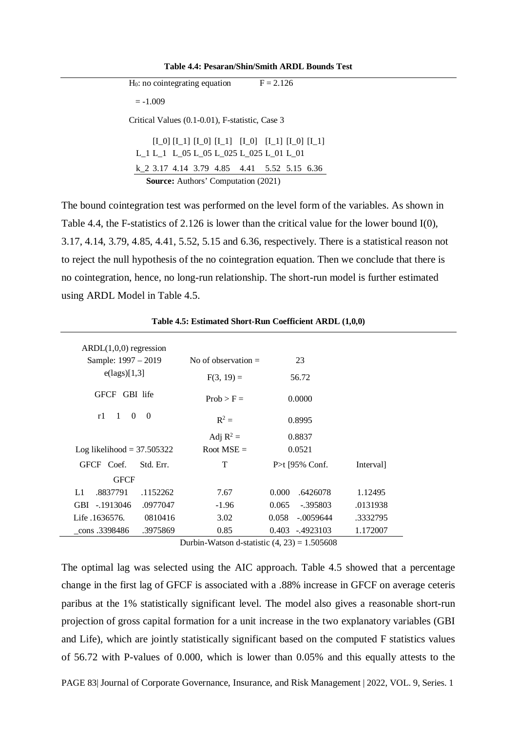**Table 4.4: Pesaran/Shin/Smith ARDL Bounds Test**

$H_0$: no cointegrating equation  F = 2.126

= -1.009

Critical Values (0.1-0.01), F-statistic, Case 3

| | [I_0] L_1 | [I_1] L_1 | [I_0] L_05 | [I_1] L_05 | [I_0] L_025 | [I_1] L_025 | [I_0] L_01 | [I_1] L_01 |
|---|---|---|---|---|---|---|---|---|
| k_2 | 3.17 | 4.14 | 3.79 | 4.85 | 4.41 | 5.52 | 5.15 | 6.36 |

**Source:** Authors' Computation (2021)

The bound cointegration test was performed on the level form of the variables. As shown in Table 4.4, the F-statistics of 2.126 is lower than the critical value for the lower bound I(0), 3.17, 4.14, 3.79, 4.85, 4.41, 5.52, 5.15 and 6.36, respectively. There is a statistical reason not to reject the null hypothesis of the no cointegration equation. Then we conclude that there is no cointegration, hence, no long-run relationship. The short-run model is further estimated using ARDL Model in Table 4.5.

**Table 4.5: Estimated Short-Run Coefficient ARDL (1,0,0)**

ARDL(1,0,0) regression
Sample: 1997 – 2019
e(lags)[1,3]

| | GFCF | GBI | life |
|---|---|---|---|
| r1 | 1 | 0 | 0 |

No of observation = 23
F(3, 19) = 56.72
Prob > F = 0.0000
$R^2$ = 0.8995
Adj $R^2$ = 0.8837
Log likelihood = 37.505322
Root MSE = 0.0521

| GFCF | Coef. | Std. Err. | T | P>t | [95% Conf. | Interval] |
|---|---|---|---|---|---|---|
| GFCF | | | | | | |
| L1 | .8837791 | .1152262 | 7.67 | 0.000 | .6426078 | 1.12495 |
| GBI | -.1913046 | .0977047 | -1.96 | 0.065 | -.395803 | .0131938 |
| Life | .1636576. | 0810416 | 3.02 | 0.058 | -.0059644 | .3332795 |
| _cons | .3398486 | .3975869 | 0.85 | 0.403 | -.4923103 | 1.172007 |

Durbin-Watson d-statistic (4, 23) = 1.505608

The optimal lag was selected using the AIC approach. Table 4.5 showed that a percentage change in the first lag of GFCF is associated with a .88% increase in GFCF on average ceteris paribus at the 1% statistically significant level. The model also gives a reasonable short-run projection of gross capital formation for a unit increase in the two explanatory variables (GBI and Life), which are jointly statistically significant based on the computed F statistics values of 56.72 with P-values of 0.000, which is lower than 0.05% and this equally attests to the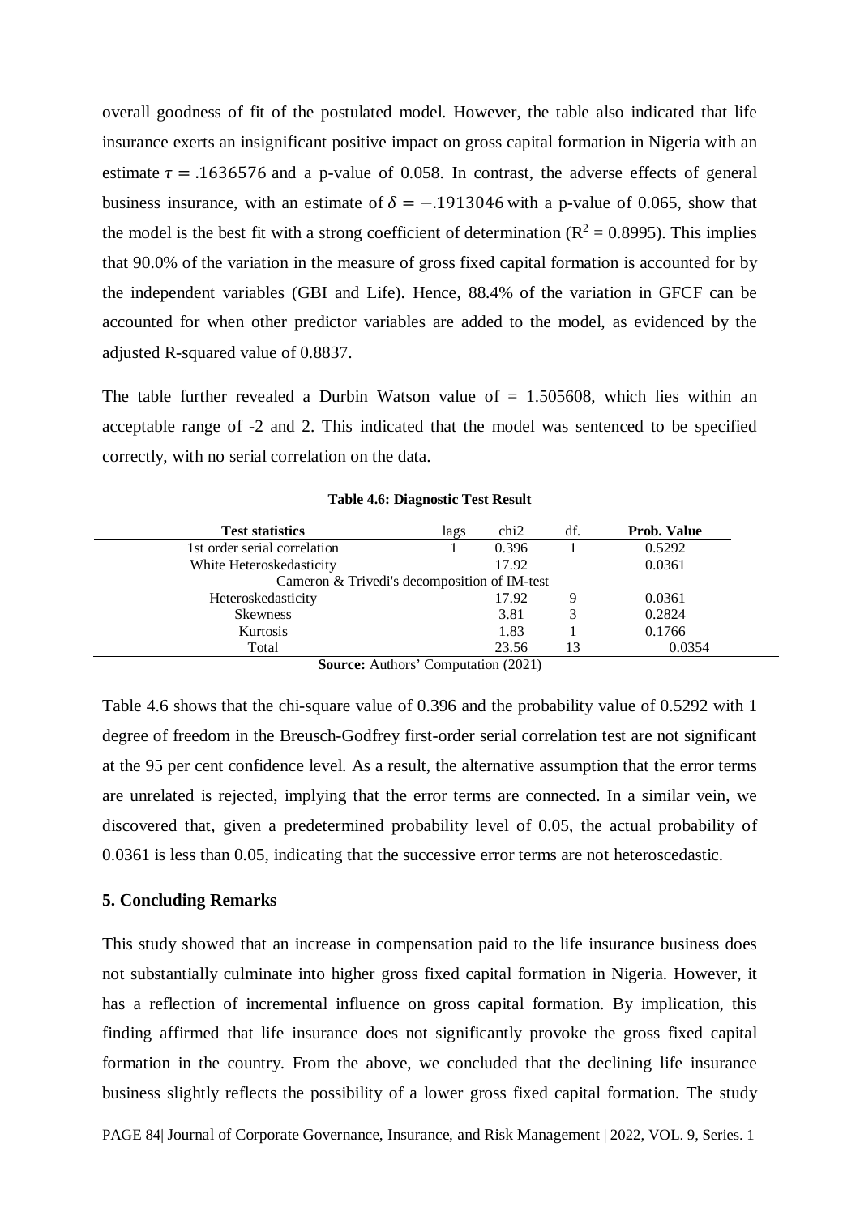overall goodness of fit of the postulated model. However, the table also indicated that life insurance exerts an insignificant positive impact on gross capital formation in Nigeria with an estimate $\tau = .1636576$ and a p-value of 0.058. In contrast, the adverse effects of general business insurance, with an estimate of $\delta = -.1913046$ with a p-value of 0.065, show that the model is the best fit with a strong coefficient of determination ($R^2 = 0.8995$). This implies that 90.0% of the variation in the measure of gross fixed capital formation is accounted for by the independent variables (GBI and Life). Hence, 88.4% of the variation in GFCF can be accounted for when other predictor variables are added to the model, as evidenced by the adjusted R-squared value of 0.8837.

The table further revealed a Durbin Watson value of = 1.505608, which lies within an acceptable range of -2 and 2. This indicated that the model was sentenced to be specified correctly, with no serial correlation on the data.

**Table 4.6: Diagnostic Test Result**

| Test statistics | lags | chi2 | df. | Prob. Value |
|---|---|---|---|---|
| 1st order serial correlation | 1 | 0.396 | 1 | 0.5292 |
| White Heteroskedasticity | | 17.92 | | 0.0361 |
| Cameron & Trivedi's decomposition of IM-test | | | | |
| Heteroskedasticity | | 17.92 | 9 | 0.0361 |
| Skewness | | 3.81 | 3 | 0.2824 |
| Kurtosis | | 1.83 | 1 | 0.1766 |
| Total | | 23.56 | 13 | 0.0354 |

**Source:** Authors' Computation (2021)

Table 4.6 shows that the chi-square value of 0.396 and the probability value of 0.5292 with 1 degree of freedom in the Breusch-Godfrey first-order serial correlation test are not significant at the 95 per cent confidence level. As a result, the alternative assumption that the error terms are unrelated is rejected, implying that the error terms are connected. In a similar vein, we discovered that, given a predetermined probability level of 0.05, the actual probability of 0.0361 is less than 0.05, indicating that the successive error terms are not heteroscedastic.

## 5. Concluding Remarks

This study showed that an increase in compensation paid to the life insurance business does not substantially culminate into higher gross fixed capital formation in Nigeria. However, it has a reflection of incremental influence on gross capital formation. By implication, this finding affirmed that life insurance does not significantly provoke the gross fixed capital formation in the country. From the above, we concluded that the declining life insurance business slightly reflects the possibility of a lower gross fixed capital formation. The study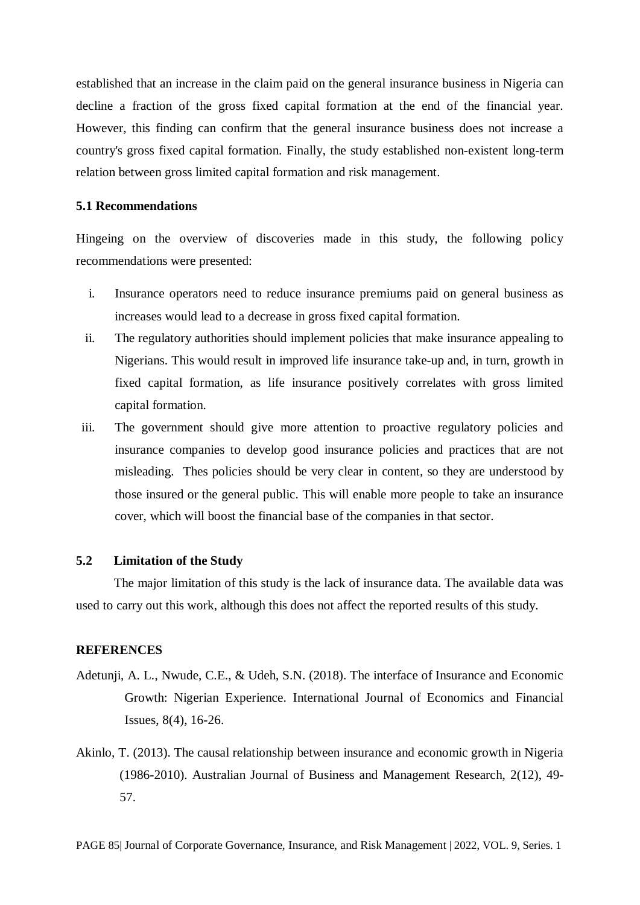established that an increase in the claim paid on the general insurance business in Nigeria can decline a fraction of the gross fixed capital formation at the end of the financial year. However, this finding can confirm that the general insurance business does not increase a country's gross fixed capital formation. Finally, the study established non-existent long-term relation between gross limited capital formation and risk management.

### 5.1 Recommendations

Hingeing on the overview of discoveries made in this study, the following policy recommendations were presented:

i. Insurance operators need to reduce insurance premiums paid on general business as increases would lead to a decrease in gross fixed capital formation.

ii. The regulatory authorities should implement policies that make insurance appealing to Nigerians. This would result in improved life insurance take-up and, in turn, growth in fixed capital formation, as life insurance positively correlates with gross limited capital formation.

iii. The government should give more attention to proactive regulatory policies and insurance companies to develop good insurance policies and practices that are not misleading. Thes policies should be very clear in content, so they are understood by those insured or the general public. This will enable more people to take an insurance cover, which will boost the financial base of the companies in that sector.

### 5.2 Limitation of the Study

The major limitation of this study is the lack of insurance data. The available data was used to carry out this work, although this does not affect the reported results of this study.

## REFERENCES

Adetunji, A. L., Nwude, C.E., & Udeh, S.N. (2018). The interface of Insurance and Economic Growth: Nigerian Experience. International Journal of Economics and Financial Issues, 8(4), 16-26.

Akinlo, T. (2013). The causal relationship between insurance and economic growth in Nigeria (1986-2010). Australian Journal of Business and Management Research, 2(12), 49-57.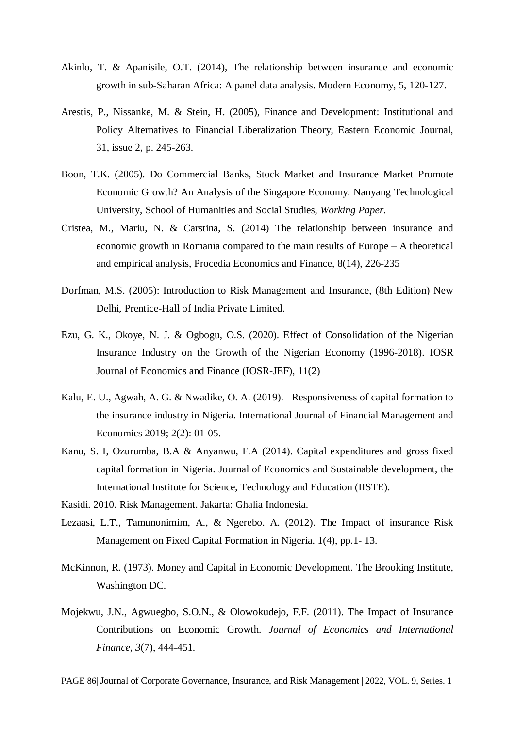Akinlo, T. & Apanisile, O.T. (2014), The relationship between insurance and economic growth in sub-Saharan Africa: A panel data analysis. Modern Economy, 5, 120-127.

Arestis, P., Nissanke, M. & Stein, H. (2005), Finance and Development: Institutional and Policy Alternatives to Financial Liberalization Theory, Eastern Economic Journal, 31, issue 2, p. 245-263.

Boon, T.K. (2005). Do Commercial Banks, Stock Market and Insurance Market Promote Economic Growth? An Analysis of the Singapore Economy. Nanyang Technological University, School of Humanities and Social Studies, *Working Paper*.

Cristea, M., Mariu, N. & Carstina, S. (2014) The relationship between insurance and economic growth in Romania compared to the main results of Europe – A theoretical and empirical analysis, Procedia Economics and Finance, 8(14), 226-235

Dorfman, M.S. (2005): Introduction to Risk Management and Insurance, (8th Edition) New Delhi, Prentice-Hall of India Private Limited.

Ezu, G. K., Okoye, N. J. & Ogbogu, O.S. (2020). Effect of Consolidation of the Nigerian Insurance Industry on the Growth of the Nigerian Economy (1996-2018). IOSR Journal of Economics and Finance (IOSR-JEF), 11(2)

Kalu, E. U., Agwah, A. G. & Nwadike, O. A. (2019). Responsiveness of capital formation to the insurance industry in Nigeria. International Journal of Financial Management and Economics 2019; 2(2): 01-05.

Kanu, S. I, Ozurumba, B.A & Anyanwu, F.A (2014). Capital expenditures and gross fixed capital formation in Nigeria. Journal of Economics and Sustainable development, the International Institute for Science, Technology and Education (IISTE).

Kasidi. 2010. Risk Management. Jakarta: Ghalia Indonesia.

Lezaasi, L.T., Tamunonimim, A., & Ngerebo. A. (2012). The Impact of insurance Risk Management on Fixed Capital Formation in Nigeria. 1(4), pp.1- 13.

McKinnon, R. (1973). Money and Capital in Economic Development. The Brooking Institute, Washington DC.

Mojekwu, J.N., Agwuegbo, S.O.N., & Olowokudejo, F.F. (2011). The Impact of Insurance Contributions on Economic Growth. *Journal of Economics and International Finance, 3*(7), 444-451.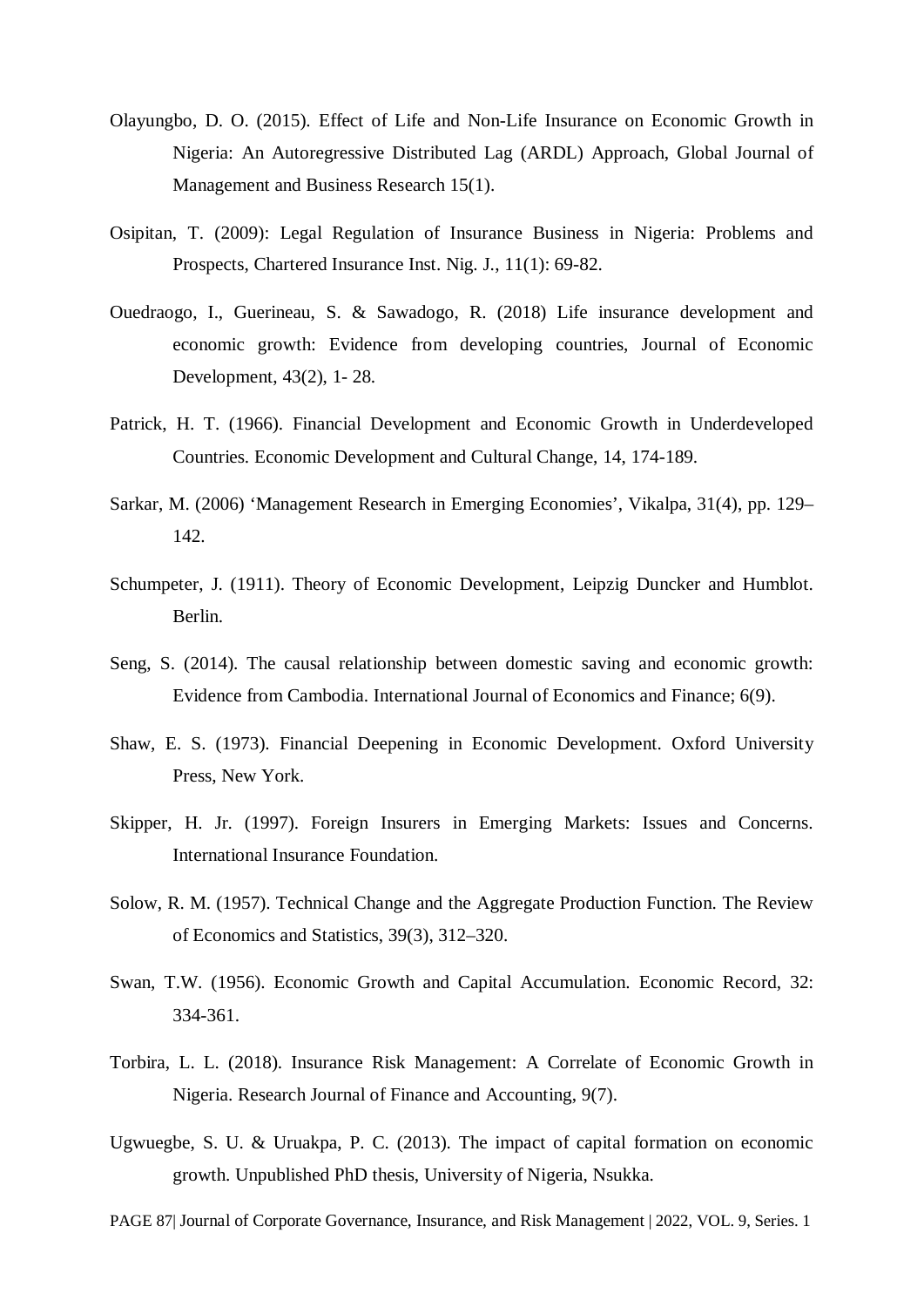Olayungbo, D. O. (2015). Effect of Life and Non-Life Insurance on Economic Growth in Nigeria: An Autoregressive Distributed Lag (ARDL) Approach, Global Journal of Management and Business Research 15(1).

Osipitan, T. (2009): Legal Regulation of Insurance Business in Nigeria: Problems and Prospects, Chartered Insurance Inst. Nig. J., 11(1): 69-82.

Ouedraogo, I., Guerineau, S. & Sawadogo, R. (2018) Life insurance development and economic growth: Evidence from developing countries, Journal of Economic Development, 43(2), 1- 28.

Patrick, H. T. (1966). Financial Development and Economic Growth in Underdeveloped Countries. Economic Development and Cultural Change, 14, 174-189.

Sarkar, M. (2006) 'Management Research in Emerging Economies', Vikalpa, 31(4), pp. 129–142.

Schumpeter, J. (1911). Theory of Economic Development, Leipzig Duncker and Humblot. Berlin.

Seng, S. (2014). The causal relationship between domestic saving and economic growth: Evidence from Cambodia. International Journal of Economics and Finance; 6(9).

Shaw, E. S. (1973). Financial Deepening in Economic Development. Oxford University Press, New York.

Skipper, H. Jr. (1997). Foreign Insurers in Emerging Markets: Issues and Concerns. International Insurance Foundation.

Solow, R. M. (1957). Technical Change and the Aggregate Production Function. The Review of Economics and Statistics, 39(3), 312–320.

Swan, T.W. (1956). Economic Growth and Capital Accumulation. Economic Record, 32: 334-361.

Torbira, L. L. (2018). Insurance Risk Management: A Correlate of Economic Growth in Nigeria. Research Journal of Finance and Accounting, 9(7).

Ugwuegbe, S. U. & Uruakpa, P. C. (2013). The impact of capital formation on economic growth. Unpublished PhD thesis, University of Nigeria, Nsukka.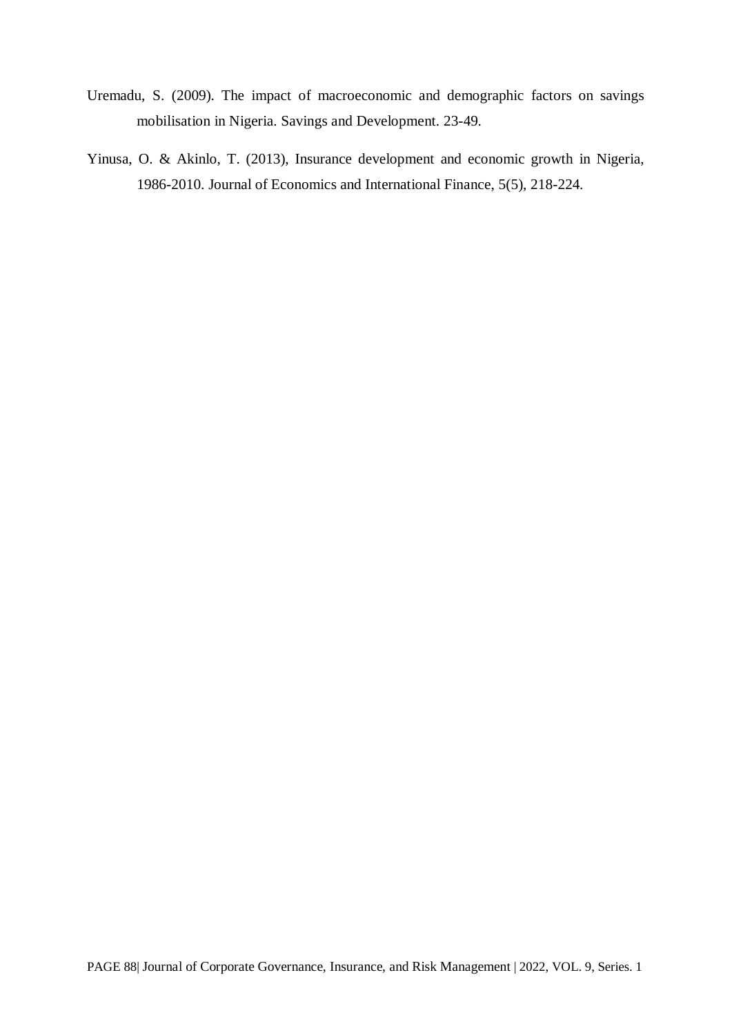Uremadu, S. (2009). The impact of macroeconomic and demographic factors on savings mobilisation in Nigeria. Savings and Development. 23-49.

Yinusa, O. & Akinlo, T. (2013), Insurance development and economic growth in Nigeria, 1986-2010. Journal of Economics and International Finance, 5(5), 218-224.